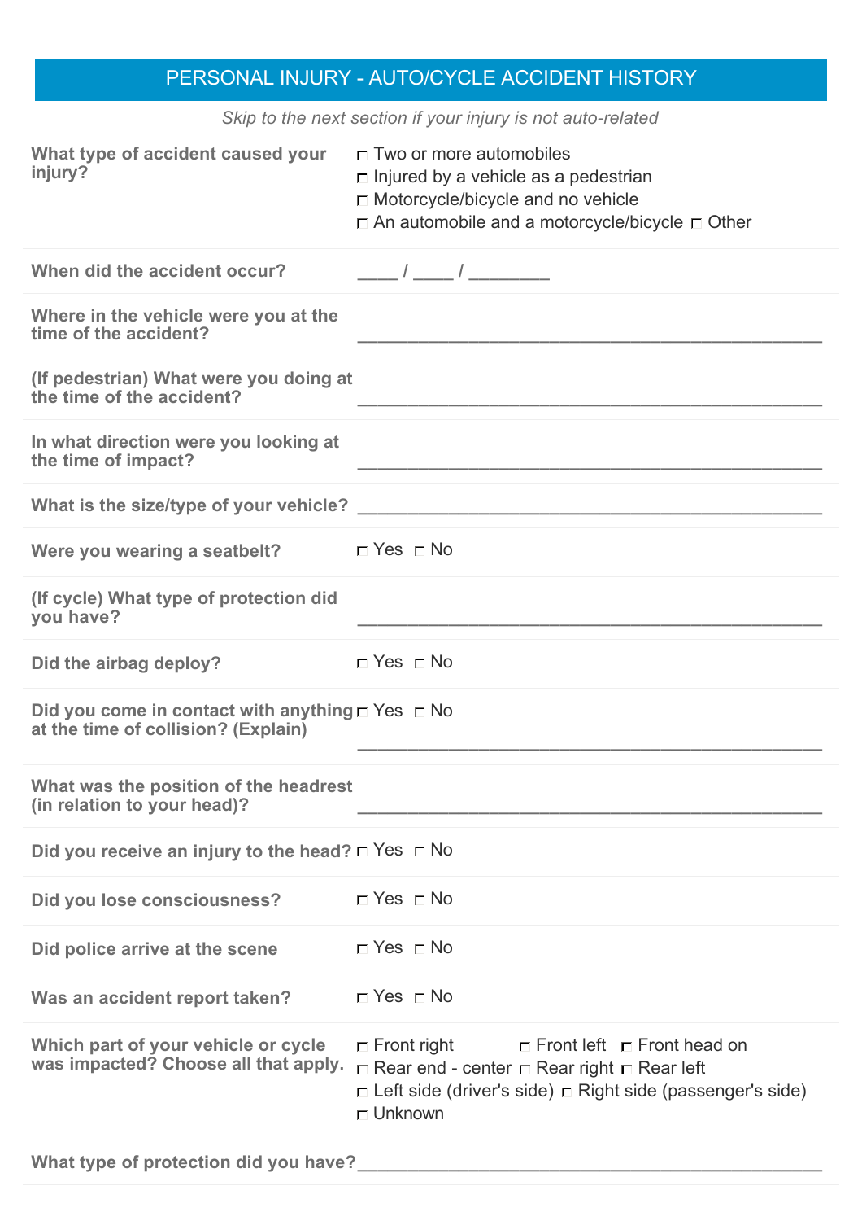## PERSONAL INJURY - AUTO/CYCLE ACCIDENT HISTORY

*Skip to the next section if your injury is not auto-related*

**What type of accident caused your injury?**
☐ Two or more automobiles
☐ Injured by a vehicle as a pedestrian
☐ Motorcycle/bicycle and no vehicle
☐ An automobile and a motorcycle/bicycle ☐ Other

**When did the accident occur?** ____ / ____ / ________

**Where in the vehicle were you at the time of the accident?** ________________________________________________

**(If pedestrian) What were you doing at the time of the accident?** ________________________________________________

**In what direction were you looking at the time of impact?** ________________________________________________

**What is the size/type of your vehicle?** ________________________________________________

**Were you wearing a seatbelt?** ☐ Yes ☐ No

**(If cycle) What type of protection did you have?** ________________________________________________

**Did the airbag deploy?** ☐ Yes ☐ No

**Did you come in contact with anything at the time of collision? (Explain)** ☐ Yes ☐ No
________________________________________________

**What was the position of the headrest (in relation to your head)?** ________________________________________________

**Did you receive an injury to the head?** ☐ Yes ☐ No

**Did you lose consciousness?** ☐ Yes ☐ No

**Did police arrive at the scene** ☐ Yes ☐ No

**Was an accident report taken?** ☐ Yes ☐ No

**Which part of your vehicle or cycle was impacted? Choose all that apply.**
☐ Front right ☐ Front left ☐ Front head on
☐ Rear end - center ☐ Rear right ☐ Rear left
☐ Left side (driver's side) ☐ Right side (passenger's side)
☐ Unknown

**What type of protection did you have?** ________________________________________________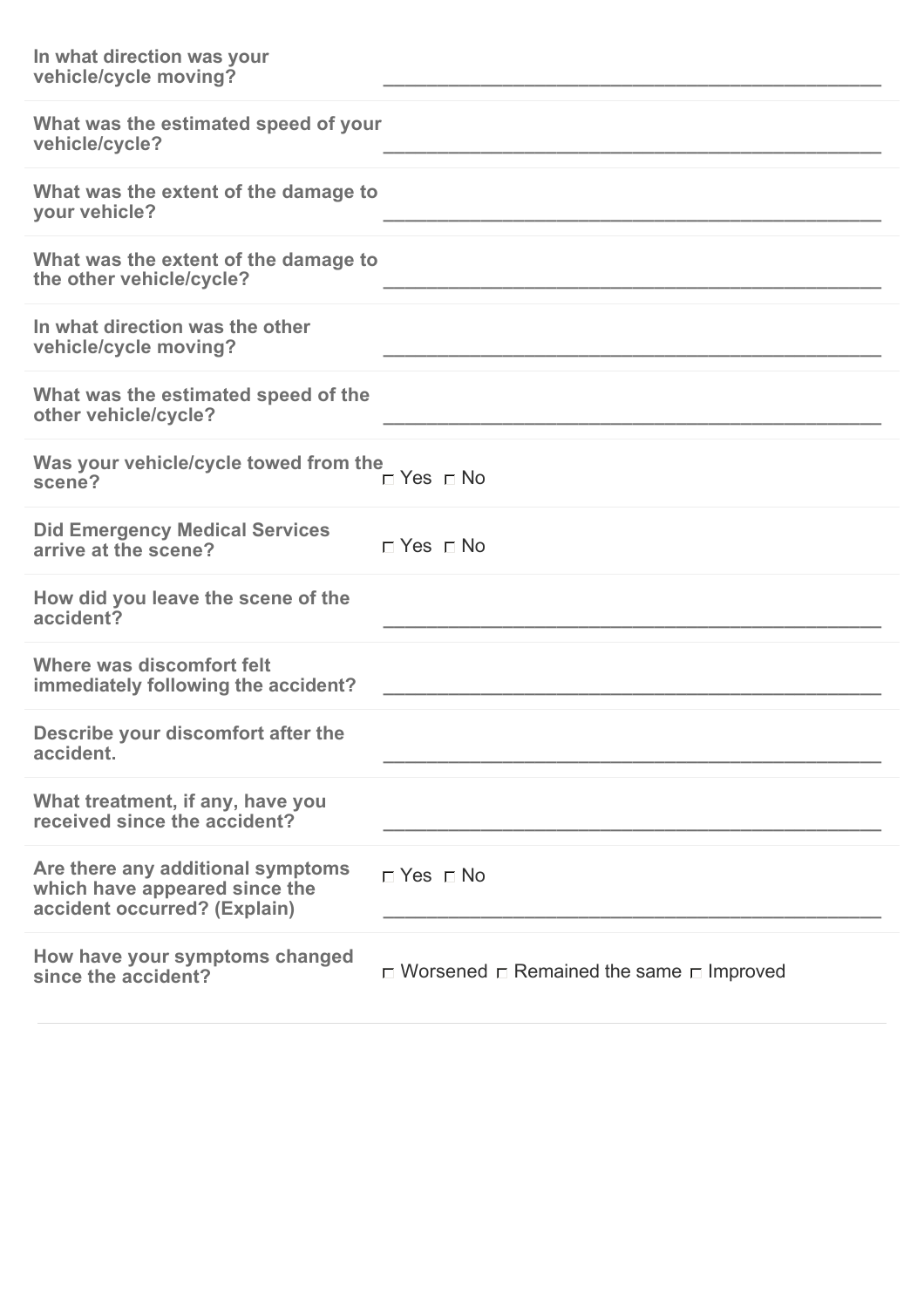**In what direction was your vehicle/cycle moving?** ______________________________________________

**What was the estimated speed of your vehicle/cycle?** ______________________________________________

**What was the extent of the damage to your vehicle?** ______________________________________________

**What was the extent of the damage to the other vehicle/cycle?** ______________________________________________

**In what direction was the other vehicle/cycle moving?** ______________________________________________

**What was the estimated speed of the other vehicle/cycle?** ______________________________________________

**Was your vehicle/cycle towed from the scene?** ☐ Yes ☐ No

**Did Emergency Medical Services arrive at the scene?** ☐ Yes ☐ No

**How did you leave the scene of the accident?** ______________________________________________

**Where was discomfort felt immediately following the accident?** ______________________________________________

**Describe your discomfort after the accident.** ______________________________________________

**What treatment, if any, have you received since the accident?** ______________________________________________

**Are there any additional symptoms which have appeared since the accident occurred? (Explain)** ☐ Yes ☐ No

______________________________________________

**How have your symptoms changed since the accident?** ☐ Worsened ☐ Remained the same ☐ Improved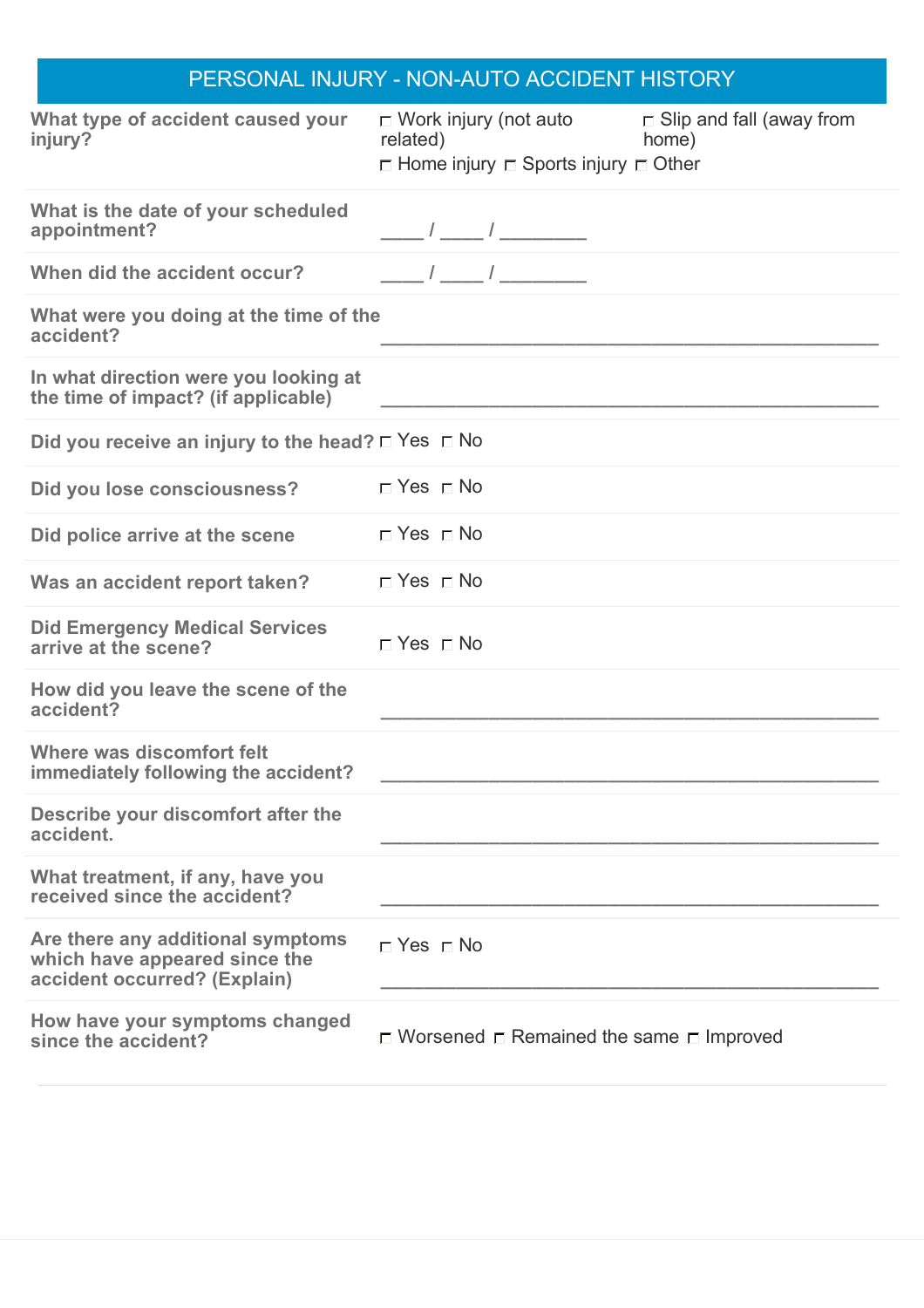## PERSONAL INJURY - NON-AUTO ACCIDENT HISTORY

| | |
|---|---|
| **What type of accident caused your injury?** | ☐ Work injury (not auto related) ☐ Slip and fall (away from home) ☐ Home injury ☐ Sports injury ☐ Other |
| **What is the date of your scheduled appointment?** | ____ / ____ / ________ |
| **When did the accident occur?** | ____ / ____ / ________ |
| **What were you doing at the time of the accident?** | ______________________________________________ |
| **In what direction were you looking at the time of impact? (if applicable)** | ______________________________________________ |
| **Did you receive an injury to the head?** | ☐ Yes ☐ No |
| **Did you lose consciousness?** | ☐ Yes ☐ No |
| **Did police arrive at the scene** | ☐ Yes ☐ No |
| **Was an accident report taken?** | ☐ Yes ☐ No |
| **Did Emergency Medical Services arrive at the scene?** | ☐ Yes ☐ No |
| **How did you leave the scene of the accident?** | ______________________________________________ |
| **Where was discomfort felt immediately following the accident?** | ______________________________________________ |
| **Describe your discomfort after the accident.** | ______________________________________________ |
| **What treatment, if any, have you received since the accident?** | ______________________________________________ |
| **Are there any additional symptoms which have appeared since the accident occurred? (Explain)** | ☐ Yes ☐ No ______________________________________________ |
| **How have your symptoms changed since the accident?** | ☐ Worsened ☐ Remained the same ☐ Improved |